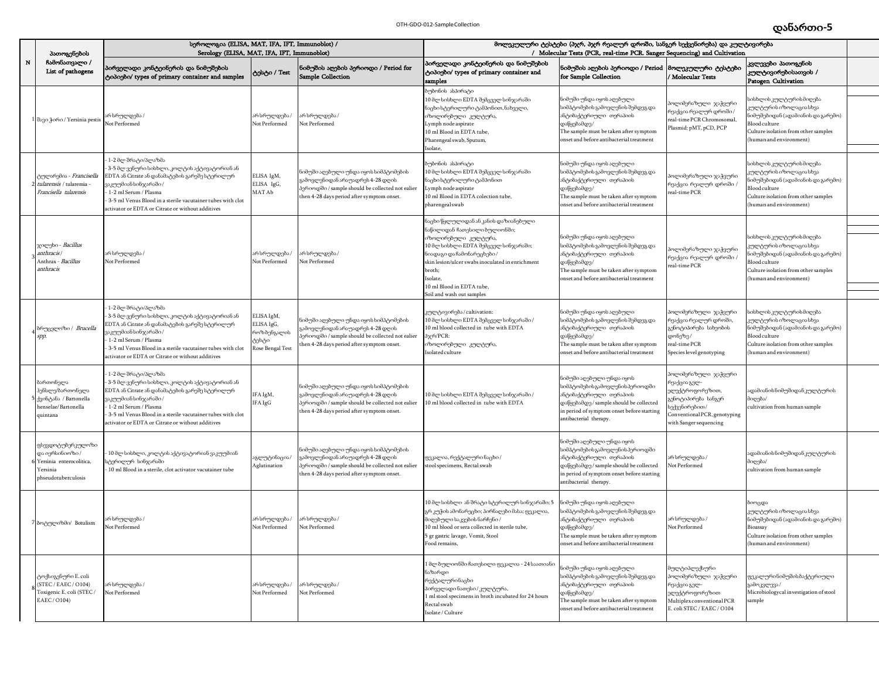## დანართი-5

| N | პათოგენების ჩამონათვალი / List of pathogens | სეროლოგია (ELISA, MAT, IFA, IFT, Immunoblot) / Serology (ELISA, MAT, IFA, IFT, Immunoblot) | | | მოლეკულური ტესტები (პჯრ, პჯრ რეალურ დროში, სანგერ სექვენირება) და კულტივირება / Molecular Tests (PCR, real-time PCR. Sanger Sequencing) and Cultivation | | | |
|---|---|---|---|---|---|---|---|---|
| | | პირველადი კონტეინერის და ნიმუშების ტიპები/ types of primary container and samples | ტესტი / Test | ნიმუშის აღების პერიოდი / Period for Sample Collection | პირველადი კონტეინერის და ნიმუშების ტიპები/ types of primary container and samples | ნიმუშის აღების პერიოდი / Period for Sample Collection | მოლეკულური ტესტები / Molecular Tests | კვლევები პათოგენის კულტივირებისათვის / Patogen Cultivation |
| 1 | შავი ჭირი / Yersinia pestis | არ სრულდება / Not Performed | არ სრულდება / Not Performed | არ სრულდება / Not Performed | ბუბონის ასპირატი 10 მლ სისხლი EDTA შემცველ სინჯარაში ნაცხი სტერილური ტამპონით, ნახველი, იზოლირებული კულტურა, Lymph node aspirate 10 ml Blood in EDTA tube, Pharengeal swab, Sputum, Isolate, | ნიმუში უნდა იყოს აღებული სიმპტომების გამოვლენის შემდეგ და ანტიბაქტერიული თერაპიის დაწყებამდე/ The sample must be taken after symptom onset and before antibacterial treatment | პოლიმერაზული ჯაჭვური რეაქცია რეალურ დროში / real-time PCR Chromosomal, Plasmid: pMT, pCD, PCP | სისხლის კულტურის მიღება კულტურის იზოლაცია სხვა ნიმუშებიდან (ადამიანის და გარემო) Blood culture Culture isolation from other samples (human and environment) |
| 2 | ტულარემია - *Francisella tularensis* / tularemia - *Francisella tularensis* | - 1-2 მლ შრატი/პლაზმა - 3-5 მლ ვენური სისხლი, კოლტის აქტივატორიან ან EDTA ან Citrate ან დანამატების გარეშე სტერილურ ვაკუუმიან სინჯარაში / - 1-2 ml Serum / Plasma - 3-5 ml Venus Blood in a sterile vacutainer tubes with clot activator or EDTA or Citrate or without additives | ELISA IgM, ELISA IgG, MAT Ab | ნიმუში აღებული უნდა იყოს სიმპტომების გამოვლენიდან არაუადრეს 4-28 დღის პერიოდში / sample should be collected not ealier then 4-28 days period after symptom onset. | ბუბონის ასპირატი 10 მლ სისხლი EDTA შემცველ სინჯარაში ნაცხი სტერილური ტამპონით Lymph node aspirate 10 ml Blood in EDTA colection tube, pharengeal swab | ნიმუში უნდა იყოს აღებული სიმპტომების გამოვლენის შემდეგ და ანტიბაქტერიული თერაპიის დაწყებამდე/ The sample must be taken after symptom onset and before antibacterial treatment | პოლიმერაზული ჯაჭვური რეაქცია რეალურ დროში / real-time PCR | სისხლის კულტურის მიღება კულტურის იზოლაცია სხვა ნიმუშებიდან (ადამიანის და გარემო) Blood culture Culture isolation from other samples (human and environment) |
| 3 | ჯილეხი - *Bacillus anthracis* / Anthrax - *Bacillus anthracis* | არ სრულდება / Not Performed | არ სრულდება / Not Performed | არ სრულდება / Not Performed | ნაცხი წყლულიდან ან კანის დაზიანებული ნაწილიდან ჩათესილი ბულიონში, იზოლირებული კულტურა, 10 მლ სისხლი EDTA შემცველ სინჯარაში; ნიადაგი და ჩამონარეცხები/ skin lesion/ulcer swabs inoculated in enrichment broth; Isolate, 10 ml Blood in EDTA tube, Soil and wash out samples | ნიმუში უნდა იყოს აღებული სიმპტომების გამოვლენის შემდეგ და ანტიბაქტერიული თერაპიის დაწყებამდე/ The sample must be taken after symptom onset and before antibacterial treatment | პოლიმერაზული ჯაჭვური რეაქცია რეალურ დროში / real-time PCR | სისხლის კულტურის მიღება კულტურის იზოლაცია სხვა ნიმუშებიდან (ადამიანის და გარემო) Blood culture Culture isolation from other samples (human and environment) |
| 4 | ბრუცელოზი / *Brucella spp.* | - 1-2 მლ შრატი/პლაზმა - 3-5 მლ ვენური სისხლი, კოლტის აქტივატორიან ან EDTA ან Citrate ან დანამატების გარეშე სტერილურ ვაკუუმიან სინჯარაში / - 1-2 ml Serum / Plasma - 3-5 ml Venus Blood in a sterile vacutainer tubes with clot activator or EDTA or Citrate or without additives | ELISA IgM, ELISA IgG, როზბენგალის ტესტი Rose Bengal Test | ნიმუში აღებული უნდა იყოს სიმპტომების გამოვლენიდან არაუადრეს 4-28 დღის პერიოდში / sample should be collected not ealier then 4-28 days period after symptom onset. | კულტივირება/ cultivation: 10 მლ სისხლი EDTA შემცველ სინჯარაში / 10 ml blood collected in tube with EDTA პჯრ/PCR: იზოლირებული კულტურა, Isolated culture | ნიმუში უნდა იყოს აღებული სიმპტომების გამოვლენის შემდეგ და ანტიბაქტერიული თერაპიის დაწყებამდე/ The sample must be taken after symptom onset and before antibacterial treatment | პოლიმერაზული ჯაჭვური რეაქცია რეალურ დროში, გენოტიპირება სახეობის დონეზე / real-time PCR Species level genotyping | სისხლის კულტურის მიღება კულტურის იზოლაცია სხვა ნიმუშებიდან (ადამიანის და გარემო) Blood culture Culture isolation from other samples (human and environment) |
| 5 | ბართონელა ჰენსელა/ბართონელა ქვინტანა / Bartonella henselae/Bartonella quintana | - 1-2 მლ შრატი/პლაზმა - 3-5 მლ ვენური სისხლი, კოლტის აქტივატორიან ან EDTA ან Citrate ან დანამატების გარეშე სტერილურ ვაკუუმიან სინჯარაში / - 1-2 ml Serum / Plasma - 3-5 ml Venus Blood in a sterile vacutainer tubes with clot activator or EDTA or Citrate or without additives | IFA IgM, IFA IgG | ნიმუში აღებული უნდა იყოს სიმპტომების გამოვლენიდან არაუადრეს 4-28 დღის პერიოდში / sample should be collected not ealier then 4-28 days period after symptom onset. | 10 მლ სისხლი EDTA შემცველ სინჯარაში / 10 ml blood collected in tube with EDTA | ნიმუში აღებული უნდა იყოს სიმპტომების გამოვლენის პერიოდში ანტიბაქტერიული თერაპიის დაწყებამდე / sample should be collected in period of symptom onset before starting antibacterial therapy. | პოლიმერაზული ჯაჭვური რეაქცია გელ-ელექტროფორეზით, გენოტიპირება სანგერ სექვენირებით / Conventional PCR, genotyping with Sanger sequencing | ადამიანის ნიმუშიდან კულტურის მიღება/ cultivation from human sample |
| 6 | ფსევდოტუბერკულოზი და იერსინიოზი / Yersinia enterocolitica, Yersinia phseudotuberculosis | - 10 მლ სისხლი, კოლტის აქტივატორიან ვაკუუმიან სტერილურ სინჯარაში - 10 ml Blood in a sterile, clot activator vacutainer tube | აგლუტინაცია / Aglutination | ნიმუში აღებული უნდა იყოს სიმპტომების გამოვლენიდან არაუადრეს 4-28 დღის პერიოდში / sample should be collected not ealier then 4-28 days period after symptom onset. | ფეკალია, რექტალური ნაცხი / stool specimens, Rectal swab | ნიმუში აღებული უნდა იყოს სიმპტომების გამოვლენის პერიოდში ანტიბაქტერიული თერაპიის დაწყებამდე / sample should be collected in period of symptom onset before starting antibacterial therapy. | არ სრულდება / Not Performed | ადამიანის ნიმუშიდან კულტურის მიღება/ cultivation from human sample |
| 7 | ბოტულიზმი/ Botulism | არ სრულდება / Not Performed | არ სრულდება / Not Performed | არ სრულდება / Not Performed | 10 მლ სისხლი ან შრატი სტერილურ სინჯარაში; 5 გრ კუჭის ამონარეცხი; პირნაღები მასა; ფეკალია, მიღებული საკვების ნარჩენი / 10 ml blood or sera collected in sterile tube, 5 gr gastric lavage, Vomit, Stool Food remains, | ნიმუში უნდა იყოს აღებული სიმპტომების გამოვლენის შემდეგ და ანტიბაქტერიული თერაპიის დაწყებამდე/ The sample must be taken after symptom onset and before antibacterial treatment | არ სრულდება / Not Performed | ბიოცდა კულტურის იზოლაცია სხვა ნიმუშებიდან (ადამიანის და გარემო) Bioassay Culture isolation from other samples (human and environment) |
| 8 | ტოქსიგენური E. coli (STEC / EAEC / O104) Toxigenic E. coli (STEC / EAEC / O104) | არ სრულდება / Not Performed | არ სრულდება / Not Performed | არ სრულდება / Not Performed | 1 მლ ბულიონში ჩათესილი ფეკალია - 24 საათიანი ნაზარდი რექტალური ნაცხი პირველადი ნათესი / კულტურა, 1 ml stool specimens in broth incubated for 24 hours Rectal swab Isolate / Culture | ნიმუში უნდა იყოს აღებული სიმპტომების გამოვლენის შემდეგ და ანტიბაქტერიული თერაპიის დაწყებამდე/ The sample must be taken after symptom onset and before antibacterial treatment | მულტიპლექსური პოლიმერაზული ჯაჭვური რეაქცია გელ-ელექტროფორეზით Multiplex conventional PCR E. coli STEC / EAEC / O104 | ფეკალური ნიმუშის ბაქტერიული გამოკვლევა / Microbiologycal investigation of stool sample |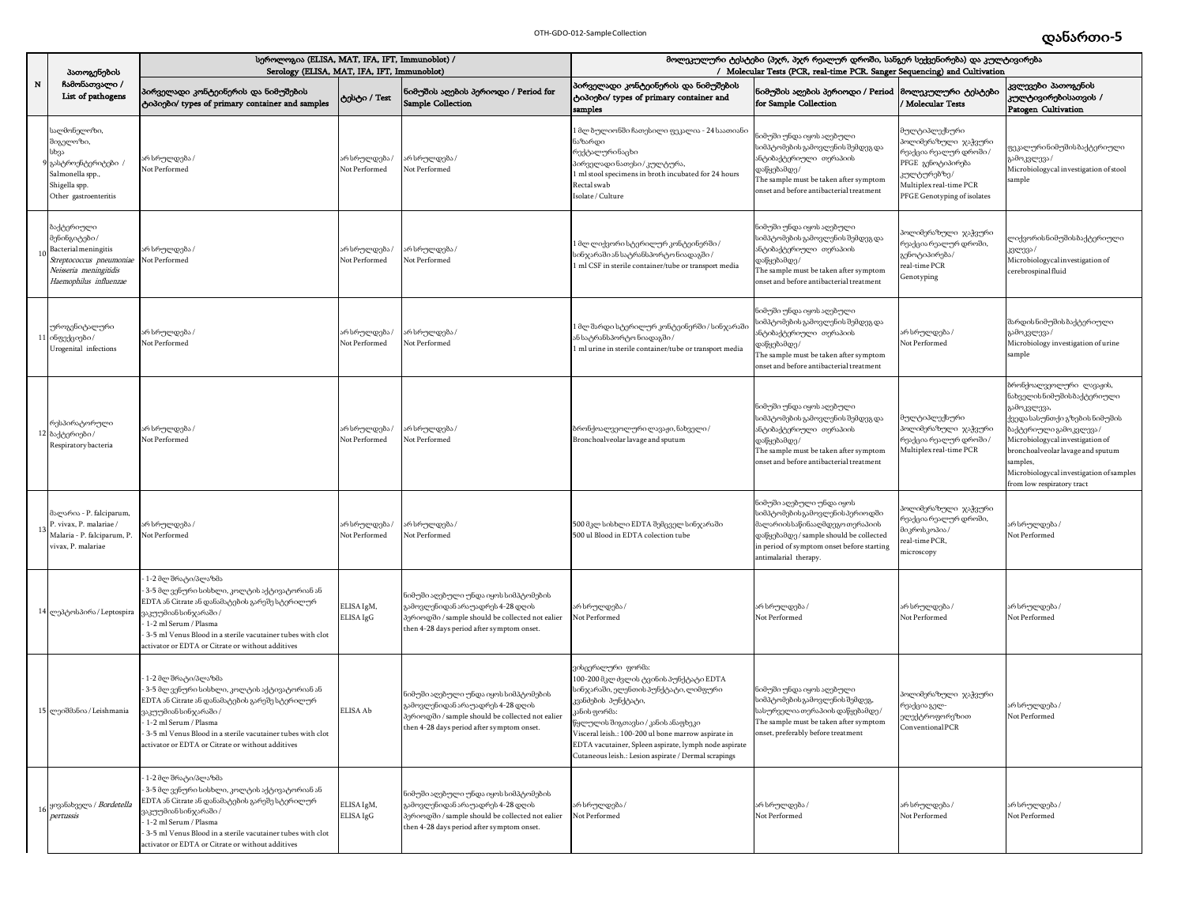# დანართი-5

| N | პათოგენების ჩამონათვალი / List of pathogens | სეროლოგია (ELISA, MAT, IFA, IFT, Immunoblot) / Serology (ELISA, MAT, IFA, IFT, Immunoblot) | | | მოლეკულური ტესტები (პჯრ, პჯრ რეალურ დროში, სანგერ სექვენირება) და კულტივირება / Molecular Tests (PCR, real-time PCR. Sanger Sequencing) and Cultivation | | | |
|---|---|---|---|---|---|---|---|---|
| | | პირველადი კონტეინერის და ნიმუშების ტიპები/ types of primary container and samples | ტესტი / Test | ნიმუშის აღების პერიოდი / Period for Sample Collection | პირველადი კონტეინერის და ნიმუშების ტიპები/ types of primary container and samples | ნიმუშის აღების პერიოდი / Period for Sample Collection | მოლეკულური ტესტები / Molecular Tests | კვლევები პათოგენის კულტივირებისათვის / Patogen Cultivation |
| 9 | სალმონელოზი, შიგელოზი, სხვა გასტროენტერიტები / Salmonella spp., Shigella spp. Other gastroenteritis | არ სრულდება / Not Performed | არ სრულდება / Not Performed | არ სრულდება / Not Performed | 1 მლ ბულიონში ჩათესილი ფეკალია - 24 საათიანი ნაზარდი რექტალური ნაცხი პირველადი ნათესი / კულტურა, 1 ml stool specimens in broth incubated for 24 hours Rectal swab Isolate / Culture | ნიმუში უნდა იყოს აღებული სიმპტომების გამოვლენის შემდეგ და ანტიბაქტერიული თერაპიის დაწყებამდე / The sample must be taken after symptom onset and before antibacterial treatment | მულტიპლექსური პოლიმერაზული ჯაჭვური რეაქცია რეალურ დროში / PFGE გენოტიპირება კულტურებზე / Multiplex real-time PCR PFGE Genotyping of isolates | ფეკალური ნიმუშის ბაქტერიული გამოკვლევა / Microbiologycal investigation of stool sample |
| 10 | ბაქტერიული მენინგიტები / Bacterial meningitis *Streptococcus pneumoniae Neisseria meningitidis Haemophilus influenzae* | არ სრულდება / Not Performed | არ სრულდება / Not Performed | არ სრულდება / Not Performed | 1 მლ ლიქვორი სტერილურ კონტეინერში / სინჯარაში ან სატრანსპორტო ნიადაგში / 1 ml CSF in sterile container/tube or transport media | ნიმუში უნდა იყოს აღებული სიმპტომების გამოვლენის შემდეგ და ანტიბაქტერიული თერაპიის დაწყებამდე / The sample must be taken after symptom onset and before antibacterial treatment | პოლიმერაზული ჯაჭვური რეაქცია რეალურ დროში, გენოტიპირება / real-time PCR Genotyping | ლიქვორის ნიმუშის ბაქტერიული კვლევა / Microbiologycal investigation of cerebrospinal fluid |
| 11 | უროგენიტალური ინფექციები / Urogenital infections | არ სრულდება / Not Performed | არ სრულდება / Not Performed | არ სრულდება / Not Performed | 1 მლ შარდი სტერილურ კონტეინერში / სინჯარაში ან სატრანსპორტო ნიადაგში / 1 ml urine in sterile container/tube or transport media | ნიმუში უნდა იყოს აღებული სიმპტომების გამოვლენის შემდეგ და ანტიბაქტერიული თერაპიის დაწყებამდე / The sample must be taken after symptom onset and before antibacterial treatment | არ სრულდება / Not Performed | შარდის ნიმუშის ბაქტერიული გამოკვლევა / Microbiology investigation of urine sample |
| 12 | რესპირატორული ბაქტერიები / Respiratory bacteria | არ სრულდება / Not Performed | არ სრულდება / Not Performed | არ სრულდება / Not Performed | ბრონქოალვეოლური ლავაჟი, ნახველი / Bronchoalveolar lavage and sputum | ნიმუში უნდა იყოს აღებული სიმპტომების გამოვლენის შემდეგ და ანტიბაქტერიული თერაპიის დაწყებამდე / The sample must be taken after symptom onset and before antibacterial treatment | მულტიპლექსური პოლიმერაზული ჯაჭვური რეაქცია რეალურ დროში / Multiplex real-time PCR | ბრონქოალვეოლური ლავაჟის, ნახველის ნიმუშის ბაქტერიული გამოკვლევა, ქვედა სასუნთქი გზების ნიმუშის ბაქტერიული გამოკვლევა / Microbiologycal investigation of bronchoalveolar lavage and sputum samples, Microbiologycal investigation of samples from low respiratory tract |
| 13 | მალარია - P. falciparum, P. vivax, P. malariae / Malaria - P. falciparum, P. vivax, P. malariae | არ სრულდება / Not Performed | არ სრულდება / Not Performed | არ სრულდება / Not Performed | 500 მკლ სისხლი EDTA შემცველ სინჯარაში 500 ul Blood in EDTA colection tube | ნიმუში აღებული უნდა იყოს სიმპტომების გამოვლენის პერიოდში მალარიის საწინააღმდეგო თერაპიის დაწყებამდე / sample should be collected in period of symptom onset before starting antimalarial therapy. | პოლიმერაზული ჯაჭვური რეაქცია რეალურ დროში, მიკროსკოპია / real-time PCR, microscopy | არ სრულდება / Not Performed |
| 14 | ლეპტოსპირა / Leptospira | - 1-2 მლ შრატი/პლაზმა - 3-5 მლ ვენური სისხლი, კოლტის აქტივატორიან ან EDTA ან Citrate ან დანამატების გარეშე სტერილურ ვაკუუმიან სინჯარაში / - 1-2 ml Serum / Plasma - 3-5 ml Venus Blood in a sterile vacutainer tubes with clot activator or EDTA or Citrate or without additives | ELISA IgM, ELISA IgG | ნიმუში აღებული უნდა იყოს სიმპტომების გამოვლენიდან არაუადრეს 4-28 დღის პერიოდში / sample should be collected not ealier then 4-28 days period after symptom onset. | არ სრულდება / Not Performed | არ სრულდება / Not Performed | არ სრულდება / Not Performed | არ სრულდება / Not Performed |
| 15 | ლეიშმანია / Leishmania | - 1-2 მლ შრატი/პლაზმა - 3-5 მლ ვენური სისხლი, კოლტის აქტივატორიან ან EDTA ან Citrate ან დანამატების გარეშე სტერილურ ვაკუუმიან სინჯარაში / - 1-2 ml Serum / Plasma - 3-5 ml Venus Blood in a sterile vacutainer tubes with clot activator or EDTA or Citrate or without additives | ELISA Ab | ნიმუში აღებული უნდა იყოს სიმპტომების გამოვლენიდან არაუადრეს 4-28 დღის პერიოდში / sample should be collected not ealier then 4-28 days period after symptom onset. | ვისცერალური ფორმა: 100-200 მკლ ძვლის ტვინის პუნქტატი EDTA სინჯარაში, ელენთის პუნქტატი, ლიმფური კვანძების პუნქტატი, კანის ფორმა: წყლულის შიგთავსი / კანის ანაფხეკი Visceral leish.: 100-200 ul bone marrow aspirate in EDTA vacutainer, Spleen aspirate, lymph node aspirate Cutaneous leish.: Lesion aspirate / Dermal scrapings | ნიმუში უნდა იყოს აღებული სიმპტომების გამოვლენის შემდეგ, სასურველია თერაპიის დაწყებამდე / The sample must be taken after symptom onset, preferably before treatment | პოლიმერაზული ჯაჭვური რეაქცია გელ-ელექტროფორეზით Conventional PCR | არ სრულდება / Not Performed |
| 16 | ყივანახველა / *Bordetella pertussis* | - 1-2 მლ შრატი/პლაზმა - 3-5 მლ ვენური სისხლი, კოლტის აქტივატორიან ან EDTA ან Citrate ან დანამატების გარეშე სტერილურ ვაკუუმიან სინჯარაში / - 1-2 ml Serum / Plasma - 3-5 ml Venus Blood in a sterile vacutainer tubes with clot activator or EDTA or Citrate or without additives | ELISA IgM, ELISA IgG | ნიმუში აღებული უნდა იყოს სიმპტომების გამოვლენიდან არაუადრეს 4-28 დღის პერიოდში / sample should be collected not ealier then 4-28 days period after symptom onset. | არ სრულდება / Not Performed | არ სრულდება / Not Performed | არ სრულდება / Not Performed | არ სრულდება / Not Performed |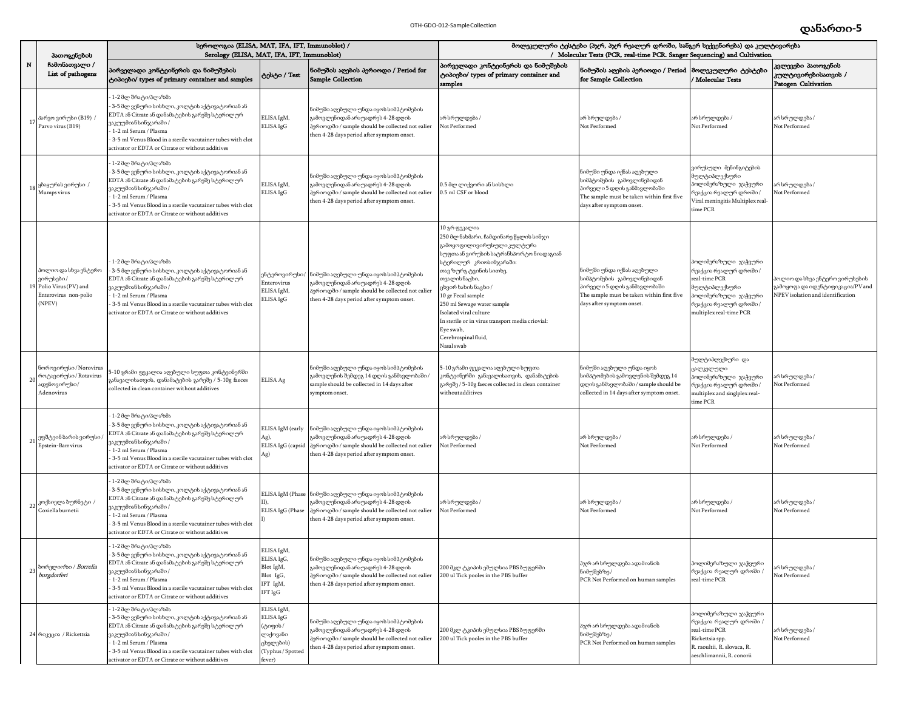დანართი-5

| N | პათოგენების ჩამონათვალი / List of pathogens | სეროლოგია (ELISA, MAT, IFA, IFT, Immunoblot) / Serology (ELISA, MAT, IFA, IFT, Immunoblot) | | | მოლეკულური ტესტები (პჯრ, პჯრ რეალურ დროში, სანგერ სექვენირება) და კულტივირება / Molecular Tests (PCR, real-time PCR. Sanger Sequencing) and Cultivation | | | |
|---|---|---|---|---|---|---|---|---|
| | | პირველადი კონტეინერის და ნიმუშების ტიპიები/ types of primary container and samples | ტესტი / Test | ნიმუშის აღების პერიოდი / Period for Sample Collection | პირველადი კონტეინერის და ნიმუშების ტიპიები/ types of primary container and samples | ნიმუშის აღების პერიოდი / Period for Sample Collection | მოლეკულური ტესტები / Molecular Tests | კვლევები პათოგენის კულტივირებისათვის / Patogen Cultivation |
| 17 | პარვო ვირუსი (B19) / Parvo virus (B19) | - 1-2 მლ შრატი/პლაზმა<br>- 3-5 მლ ვენური სისხლი, კოლტის აქტივატორიან ან EDTA ან Citrate ან დანამატების გარეშე სტერილურ ვაკუუმიან სინჯარაში /<br>- 1-2 ml Serum / Plasma<br>- 3-5 ml Venus Blood in a sterile vacutainer tubes with clot activator or EDTA or Citrate or without additives | ELISA IgM, ELISA IgG | ნიმუში აღებული უნდა იყოს სიმპტომების გამოვლენიდან არაუადრეს 4-28 დღის პერიოდში / sample should be collected not ealier then 4-28 days period after symptom onset. | არ სრულდება / Not Performed | არ სრულდება / Not Performed | არ სრულდება / Not Performed | არ სრულდება / Not Performed |
| 18 | ყბაყურას ვირუსი / Mumps virus | - 1-2 მლ შრატი/პლაზმა<br>- 3-5 მლ ვენური სისხლი, კოლტის აქტივატორიან ან EDTA ან Citrate ან დანამატების გარეშე სტერილურ ვაკუუმიან სინჯარაში /<br>- 1-2 ml Serum / Plasma<br>- 3-5 ml Venus Blood in a sterile vacutainer tubes with clot activator or EDTA or Citrate or without additives | ELISA IgM, ELISA IgG | ნიმუში აღებული უნდა იყოს სიმპტომების გამოვლენიდან არაუადრეს 4-28 დღის პერიოდში / sample should be collected not ealier then 4-28 days period after symptom onset. | 0.5 მლ ლიქვორი ან სისხლი<br>0.5 ml CSF or blood | ნიმუში უნდა იქნას აღებული სიმპტომების გამოვლინებიდან პირველი 5 დღის განმავლობაში<br>The sample must be taken within first five days after symptom onset. | ვირუსული მენინგიტების მულტიპლექსური პოლიმერაზული ჯაჭვური რეაქცია რეალურ დროში / Viral meningitis Multiplex real-time PCR | არ სრულდება / Not Performed |
| 19 | პოლიო და სხვა ენტერო ვირუსები / Polio Virus (PV) and Enterovirus non-polio (NPEV) | - 1-2 მლ შრატი/პლაზმა<br>- 3-5 მლ ვენური სისხლი, კოლტის აქტივატორიან ან EDTA ან Citrate ან დანამატების გარეშე სტერილურ ვაკუუმიან სინჯარაში /<br>- 1-2 ml Serum / Plasma<br>- 3-5 ml Venus Blood in a sterile vacutainer tubes with clot activator or EDTA or Citrate or without additives | ენტეროვირუსი/ Enterovirus ELISA IgM, ELISA IgG | ნიმუში აღებული უნდა იყოს სიმპტომების გამოვლენიდან არაუადრეს 4-28 დღის პერიოდში / sample should be collected not ealier then 4-28 days period after symptom onset. | 10 გრ ფეკალია<br>250 მლ ნახმარი, ჩამდინარე წყლის სინჯი<br>გამოყოფილივირუსული კულტურა<br>სტერილურ ან ვირუსის სატრანსპორტო ნიადაგიან სტერილურ კრიოსინჯარაში:<br>თვალის ნაცხი,<br>ზურგ ტვინის სითხე,<br>ცხვირ ხახის ნაცხი /<br>10 gr Fecal sample<br>250 ml Sewage water sample<br>Isolated viral culture<br>In sterile or in virus transport media criovial:<br>Eye swab,<br>Cerebrospinal fluid,<br>Nasal swab | ნიმუში უნდა იქნას აღებული სიმპტომების გამოვლინებიდან პირველი 5 დღის განმავლობაში<br>The sample must be taken within first five days after symptom onset. | პოლიმერაზული ჯაჭვური რეაქცია რეალურ დროში / real-time PCR<br>მულტიპლექსური პოლიმერაზული ჯაჭვური რეაქცია რეალურ დროში / multiplex real-time PCR | პოლიო და სხვა ენტერო ვირუსების გამოყოფა და იდენტიფიკაცია/PV and NPEV isolation and identification |
| 20 | ნოროვირუსი / Norovirus როტავირუსი / Rotavirus ადენოვირუსი / Adenovirus | 5-10 გრამი ფეკალია აღებული სუფთა კონტეინერში განავალისათვის, დანამატების გარეშე / 5-10g faeces collected in clean container without additives | ELISA Ag | ნიმუში აღებული უნდა იყოს სიმპტომების გამოვლენის შემდეგ 14 დღის განმავლობაში / sample should be collected in 14 days after symptom onset. | 5-10 გრამი ფეკალია აღებული სუფთა კონტეინერში განავალისათვის, დანამატების გარეშე / 5-10g faeces collected in clean container without additives | ნიმუში აღებული უნდა იყოს სიმპტომების გამოვლენის შემდეგ 14 დღის განმავლობაში / sample should be collected in 14 days after symptom onset. | მულტიპლექსური და ცალკეული პოლიმერაზული ჯაჭვური რეაქცია რეალურ დროში / multiplex and singlplex real-time PCR | არ სრულდება / Not Performed |
| 21 | ეპშტეინ ბარის ვირუსი / Epstein-Barr virus | - 1-2 მლ შრატი/პლაზმა<br>- 3-5 მლ ვენური სისხლი, კოლტის აქტივატორიან ან EDTA ან Citrate ან დანამატების გარეშე სტერილურ ვაკუუმიან სინჯარაში /<br>- 1-2 ml Serum / Plasma<br>- 3-5 ml Venus Blood in a sterile vacutainer tubes with clot activator or EDTA or Citrate or without additives | ELISA IgM (early Ag), ELISA IgG (capsid Ag) | ნიმუში აღებული უნდა იყოს სიმპტომების გამოვლენიდან არაუადრეს 4-28 დღის პერიოდში / sample should be collected not ealier then 4-28 days period after symptom onset. | არ სრულდება / Not Performed | არ სრულდება / Not Performed | არ სრულდება / Not Performed | არ სრულდება / Not Performed |
| 22 | კოქსიელა ბურნეტი / Coxiella burnetii | - 1-2 მლ შრატი/პლაზმა<br>- 3-5 მლ ვენური სისხლი, კოლტის აქტივატორიან ან EDTA ან Citrate ან დანამატების გარეშე სტერილურ ვაკუუმიან სინჯარაში /<br>- 1-2 ml Serum / Plasma<br>- 3-5 ml Venus Blood in a sterile vacutainer tubes with clot activator or EDTA or Citrate or without additives | ELISA IgM (Phase II), ELISA IgG (Phase I) | ნიმუში აღებული უნდა იყოს სიმპტომების გამოვლენიდან არაუადრეს 4-28 დღის პერიოდში / sample should be collected not ealier then 4-28 days period after symptom onset. | არ სრულდება / Not Performed | არ სრულდება / Not Performed | არ სრულდება / Not Performed | არ სრულდება / Not Performed |
| 23 | ბორელიოზი / *Borrelia burgdorferi* | - 1-2 მლ შრატი/პლაზმა<br>- 3-5 მლ ვენური სისხლი, კოლტის აქტივატორიან ან EDTA ან Citrate ან დანამატების გარეშე სტერილურ ვაკუუმიან სინჯარაში /<br>- 1-2 ml Serum / Plasma<br>- 3-5 ml Venus Blood in a sterile vacutainer tubes with clot activator or EDTA or Citrate or without additives | ELISA IgM, ELISA IgG, Blot IgM, Blot IgG, IFT IgM, IFT IgG | ნიმუში აღებული უნდა იყოს სიმპტომების გამოვლენიდან არაუადრეს 4-28 დღის პერიოდში / sample should be collected not ealier then 4-28 days period after symptom onset. | 200 მკლ ტკიპის ემულსია PBS ბუფერში<br>200 ul Tick pooles in the PBS buffer | პჯრ არ სრულდება ადამიანის ნიმუშებზე/<br>PCR Not Performed on human samples | პოლიმერაზული ჯაჭვური რეაქცია რეალურ დროში / real-time PCR | არ სრულდება / Not Performed |
| 24 | რიკეცია / Rickettsia | - 1-2 მლ შრატი/პლაზმა<br>- 3-5 მლ ვენური სისხლი, კოლტის აქტივატორიან ან EDTA ან Citrate ან დანამატების გარეშე სტერილურ ვაკუუმიან სინჯარაში /<br>- 1-2 ml Serum / Plasma<br>- 3-5 ml Venus Blood in a sterile vacutainer tubes with clot activator or EDTA or Citrate or without additives | ELISA IgM, ELISA IgG (ტიფის / ლაქოვანი ცხელების) (Typhus / Spotted fever) | ნიმუში აღებული უნდა იყოს სიმპტომების გამოვლენიდან არაუადრეს 4-28 დღის პერიოდში / sample should be collected not ealier then 4-28 days period after symptom onset. | 200 მკლ ტკიპის ემულსია PBS ბუფერში<br>200 ul Tick pooles in the PBS buffer | პჯრ არ სრულდება ადამიანის ნიმუშებზე/<br>PCR Not Performed on human samples | პოლიმერაზული ჯაჭვური რეაქცია რეალურ დროში / real-time PCR<br>Rickettsia spp.<br>R. raoultii, R. slovaca, R. aeschlimannii, R. conorii | არ სრულდება / Not Performed |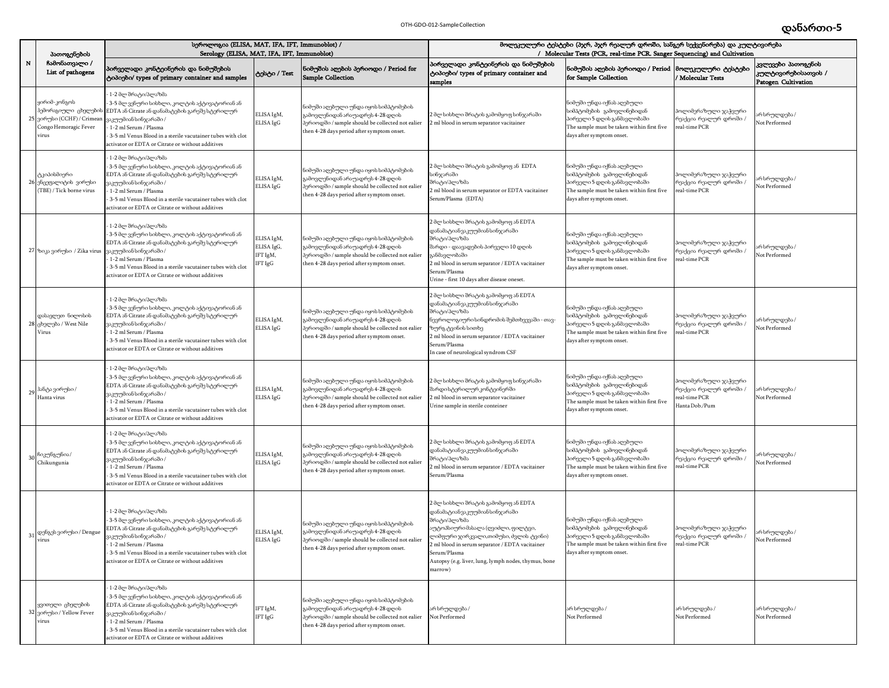# დანართი-5

| N | პათოგენების ჩამონათვალი / List of pathogens | სეროლოგია (ELISA, MAT, IFA, IFT, Immunoblot) / Serology (ELISA, MAT, IFA, IFT, Immunoblot) | | | მოლეკულური ტესტები (პჯრ, პჯრ რეალურ დროში, სანგერ სექვენირება) და კულტივირება / Molecular Tests (PCR, real-time PCR. Sanger Sequencing) and Cultivation | | | |
|---|---|---|---|---|---|---|---|---|
| | | პირველადი კონტეინერის და ნიმუშების ტიპები/ types of primary container and samples | ტესტი / Test | ნიმუშის აღების პერიოდი / Period for Sample Collection | პირველადი კონტეინერის და ნიმუშების ტიპები/ types of primary container and samples | ნიმუშის აღების პერიოდი / Period for Sample Collection | მოლეკულური ტესტები / Molecular Tests | კვლევები პათოგენის კულტივირებისათვის / Patogen Cultivation |
| 25 | ყირიმ-კონგოს ჰემორაგიული ცხელების ვირუსი (CCHF) / Crimean Congo Hemoragic Fever virus | - 1-2 მლ შრატი/პლაზმა<br>- 3-5 მლ ვენური სისხლი, კოლტის აქტივატორიან ან EDTA ან Citrate ან დანამატების გარეშე სტერილურ ვაკუუმიან სინჯარაში /<br>- 1-2 ml Serum / Plasma<br>- 3-5 ml Venus Blood in a sterile vacutainer tubes with clot activator or EDTA or Citrate or without additives | ELISA IgM, ELISA IgG | ნიმუში აღებული უნდა იყოს სიმპტომების გამოვლენიდან არაუადრეს 4-28 დღის პერიოდში / sample should be collected not ealier then 4-28 days period after symptom onset. | 2 მლ სისხლი შრატის გამომყოფ სინჯარაში<br>2 ml blood in serum separator vacitainer | ნიმუში უნდა იქნას აღებული სიმპტომების გამოვლინებიდან პირველი 5 დღის განმავლობაში<br>The sample must be taken within first five days after symptom onset. | პოლიმერაზული ჯაჭვური რეაქცია რეალურ დროში / real-time PCR | არ სრულდება / Not Performed |
| 26 | ტკიპისმიერი ენცეფალიტის ვირუსი (TBE) / Tick borne virus | - 1-2 მლ შრატი/პლაზმა<br>- 3-5 მლ ვენური სისხლი, კოლტის აქტივატორიან ან EDTA ან Citrate ან დანამატების გარეშე სტერილურ ვაკუუმიან სინჯარაში /<br>- 1-2 ml Serum / Plasma<br>- 3-5 ml Venus Blood in a sterile vacutainer tubes with clot activator or EDTA or Citrate or without additives | ELISA IgM, ELISA IgG | ნიმუში აღებული უნდა იყოს სიმპტომების გამოვლენიდან არაუადრეს 4-28 დღის პერიოდში / sample should be collected not ealier then 4-28 days period after symptom onset. | 2 მლ სისხლი შრატის გამომყოფ ან EDTA სინჯარაში<br>შრატი/პლაზმა<br>2 ml blood in serum separator or EDTA vacitainer<br>Serum/Plasma (EDTA) | ნიმუში უნდა იქნას აღებული სიმპტომების გამოვლინებიდან პირველი 5 დღის განმავლობაში<br>The sample must be taken within first five days after symptom onset. | პოლიმერაზული ჯაჭვური რეაქცია რეალურ დროში / real-time PCR | არ სრულდება / Not Performed |
| 27 | ზიკა ვირუსი / Zika virus | - 1-2 მლ შრატი/პლაზმა<br>- 3-5 მლ ვენური სისხლი, კოლტის აქტივატორიან ან EDTA ან Citrate ან დანამატების გარეშე სტერილურ ვაკუუმიან სინჯარაში /<br>- 1-2 ml Serum / Plasma<br>- 3-5 ml Venus Blood in a sterile vacutainer tubes with clot activator or EDTA or Citrate or without additives | ELISA IgM, ELISA IgG, IFT IgM, IFT IgG | ნიმუში აღებული უნდა იყოს სიმპტომების გამოვლენიდან არაუადრეს 4-28 დღის პერიოდში / sample should be collected not ealier then 4-28 days period after symptom onset. | 2 მლ სისხლი შრატის გამომყოფ ან EDTA დანამატიანვაკუუმიანსინჯარაში<br>შრატი/პლაზმა<br>შარდი - დაავადების პირველი 10 დღის განმავლობაში<br>2 ml blood in serum separator / EDTA vacitainer<br>Serum/Plasma<br>Urine - first 10 days after disease oneset. | ნიმუში უნდა იქნას აღებული სიმპტომების გამოვლინებიდან პირველი 5 დღის განმავლობაში<br>The sample must be taken within first five days after symptom onset. | პოლიმერაზული ჯაჭვური რეაქცია რეალურ დროში / real-time PCR | არ სრულდება / Not Performed |
| 28 | დასავლეთ ნილოსის ცხელება / West Nile Virus | - 1-2 მლ შრატი/პლაზმა<br>- 3-5 მლ ვენური სისხლი, კოლტის აქტივატორიან ან EDTA ან Citrate ან დანამატების გარეშე სტერილურ ვაკუუმიან სინჯარაში /<br>- 1-2 ml Serum / Plasma<br>- 3-5 ml Venus Blood in a sterile vacutainer tubes with clot activator or EDTA or Citrate or without additives | ELISA IgM, ELISA IgG | ნიმუში აღებული უნდა იყოს სიმპტომების გამოვლენიდან არაუადრეს 4-28 დღის პერიოდში / sample should be collected not ealier then 4-28 days period after symptom onset. | 2 მლ სისხლი შრატის გამომყოფ ან EDTA დანამატიანვაკუუმიანსინჯარაში<br>შრატი/პლაზმა<br>ნევროლოგიური სინდრომის შემთხვევაში - თავ-ზურგ ტვინის სითხე<br>2 ml blood in serum separator / EDTA vacitainer<br>Serum/Plasma<br>In case of neurological syndrom CSF | ნიმუში უნდა იქნას აღებული სიმპტომების გამოვლინებიდან პირველი 5 დღის განმავლობაში<br>The sample must be taken within first five days after symptom onset. | პოლიმერაზული ჯაჭვური რეაქცია რეალურ დროში / real-time PCR | არ სრულდება / Not Performed |
| 29 | ჰანტა ვირუსი / Hanta virus | - 1-2 მლ შრატი/პლაზმა<br>- 3-5 მლ ვენური სისხლი, კოლტის აქტივატორიან ან EDTA ან Citrate ან დანამატების გარეშე სტერილურ ვაკუუმიან სინჯარაში /<br>- 1-2 ml Serum / Plasma<br>- 3-5 ml Venus Blood in a sterile vacutainer tubes with clot activator or EDTA or Citrate or without additives | ELISA IgM, ELISA IgG | ნიმუში აღებული უნდა იყოს სიმპტომების გამოვლენიდან არაუადრეს 4-28 დღის პერიოდში / sample should be collected not ealier then 4-28 days period after symptom onset. | 2 მლ სისხლი შრატის გამომყოფ სინჯარაში<br>შარდისტერილურ კონტეინერში<br>2 ml blood in serum separator vacitainer<br>Urine sample in sterile conteiner | ნიმუში უნდა იქნას აღებული სიმპტომების გამოვლინებიდან პირველი 5 დღის განმავლობაში<br>The sample must be taken within first five days after symptom onset. | პოლიმერაზული ჯაჭვური რეაქცია რეალურ დროში / real-time PCR Hanta Dob./Pum | არ სრულდება / Not Performed |
| 30 | ჩიკუნგუნია / Chikungunia | - 1-2 მლ შრატი/პლაზმა<br>- 3-5 მლ ვენური სისხლი, კოლტის აქტივატორიან ან EDTA ან Citrate ან დანამატების გარეშე სტერილურ ვაკუუმიან სინჯარაში /<br>- 1-2 ml Serum / Plasma<br>- 3-5 ml Venus Blood in a sterile vacutainer tubes with clot activator or EDTA or Citrate or without additives | ELISA IgM, ELISA IgG | ნიმუში აღებული უნდა იყოს სიმპტომების გამოვლენიდან არაუადრეს 4-28 დღის პერიოდში / sample should be collected not ealier then 4-28 days period after symptom onset. | 2 მლ სისხლი შრატის გამომყოფ ან EDTA დანამატიანვაკუუმიანსინჯარაში<br>შრატი/პლაზმა<br>2 ml blood in serum separator / EDTA vacitainer<br>Serum/Plasma | ნიმუში უნდა იქნას აღებული სიმპტომების გამოვლინებიდან პირველი 5 დღის განმავლობაში<br>The sample must be taken within first five days after symptom onset. | პოლიმერაზული ჯაჭვური რეაქცია რეალურ დროში / real-time PCR | არ სრულდება / Not Performed |
| 31 | დენგეს ვირუსი / Dengue virus | - 1-2 მლ შრატი/პლაზმა<br>- 3-5 მლ ვენური სისხლი, კოლტის აქტივატორიან ან EDTA ან Citrate ან დანამატების გარეშე სტერილურ ვაკუუმიან სინჯარაში /<br>- 1-2 ml Serum / Plasma<br>- 3-5 ml Venus Blood in a sterile vacutainer tubes with clot activator or EDTA or Citrate or without additives | ELISA IgM, ELISA IgG | ნიმუში აღებული უნდა იყოს სიმპტომების გამოვლენიდან არაუადრეს 4-28 დღის პერიოდში / sample should be collected not ealier then 4-28 days period after symptom onset. | 2 მლ სისხლი შრატის გამომყოფ ან EDTA დანამატიანვაკუუმიანსინჯარაში<br>შრატი/პლაზმა<br>აუტოპსიური მასალა (ღვიძლი, ფილტვი, ლიმფური ჯირკვალი,თიმუსი, ძვლის ტვინი)<br>2 ml blood in serum separator / EDTA vacitainer<br>Serum/Plasma<br>Autopsy (e.g. liver, lung, lymph nodes, thymus, bone marrow) | ნიმუში უნდა იქნას აღებული სიმპტომების გამოვლინებიდან პირველი 5 დღის განმავლობაში<br>The sample must be taken within first five days after symptom onset. | პოლიმერაზული ჯაჭვური რეაქცია რეალურ დროში / real-time PCR | არ სრულდება / Not Performed |
| 32 | ყვითელი ცხელების ვირუსი / Yellow Fever virus | - 1-2 მლ შრატი/პლაზმა<br>- 3-5 მლ ვენური სისხლი, კოლტის აქტივატორიან ან EDTA ან Citrate ან დანამატების გარეშე სტერილურ ვაკუუმიან სინჯარაში /<br>- 1-2 ml Serum / Plasma<br>- 3-5 ml Venus Blood in a sterile vacutainer tubes with clot activator or EDTA or Citrate or without additives | IFT IgM, IFT IgG | ნიმუში აღებული უნდა იყოს სიმპტომების გამოვლენიდან არაუადრეს 4-28 დღის პერიოდში / sample should be collected not ealier then 4-28 days period after symptom onset. | არ სრულდება / Not Performed | არ სრულდება / Not Performed | არ სრულდება / Not Performed | არ სრულდება / Not Performed |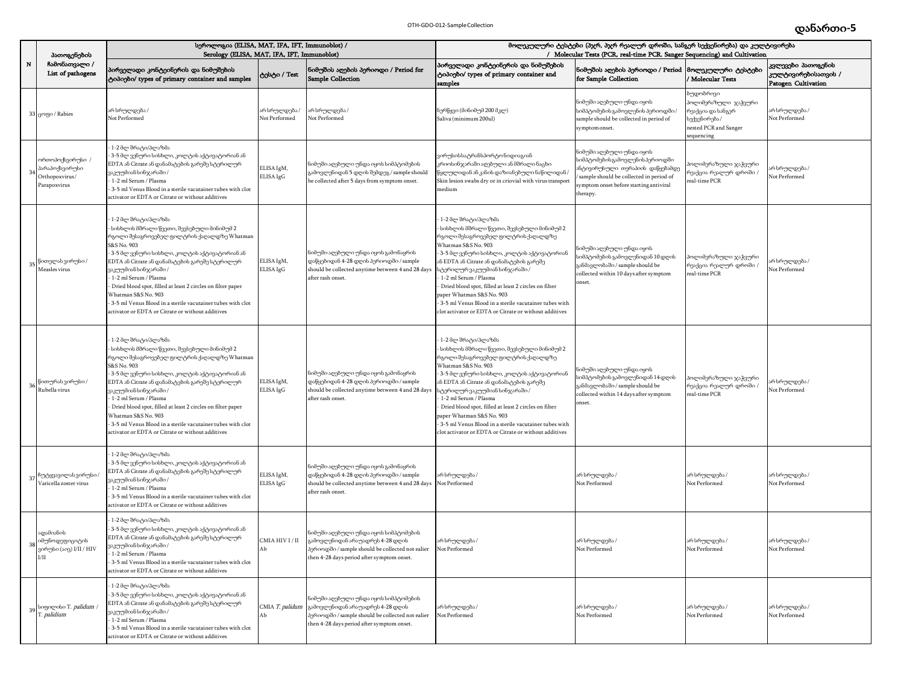# დანართი-5

| N | პათოგენების ჩამონათვალი / List of pathogens | სეროლოგია (ELISA, MAT, IFA, IFT, Immunoblot) / Serology (ELISA, MAT, IFA, IFT, Immunoblot) | | | მოლეკულური ტესტები (პჯრ, პჯრ რეალურ დროში, სანგერ სექვენირება) და კულტივირება / Molecular Tests (PCR, real-time PCR, Sanger Sequencing) and Cultivation | | | |
|---|---|---|---|---|---|---|---|---|
| | | პირველადი კონტეინერის და ნიმუშების ტიპები/ types of primary container and samples | ტესტი / Test | ნიმუშის აღების პერიოდი / Period for Sample Collection | პირველადი კონტეინერის და ნიმუშების ტიპები/ types of primary container and samples | ნიმუშის აღების პერიოდი / Period for Sample Collection | მოლეკულური ტესტები / Molecular Tests | კვლევები პათოგენის კულტივირებისათვის / Patogen Cultivation |
| 33 | ცოფი / Rabies | არ სრულდება / Not Performed | არ სრულდება / Not Performed | არ სრულდება / Not Performed | ნერწყვი (მინიმუმ 200 მკლ) Saliva (minimum 200ul) | ნიმუში აღებული უნდა იყოს სიმპტომების გამოვლენის პერიოდში / sample should be collected in period of symptom onset. | ბუდობრივი პოლიმერაზული ჯაჭვური რეაქცია და სანგერ სექვენირება / nested PCR and Sanger sequencing | არ სრულდება / Not Performed |
| 34 | ორთოპოქსვირუსი / პარაპოქსვირუსი Orthopoxvirus / Parapoxvirus | - 1-2 მლ შრატი/პლაზმა<br>- 3-5 მლ ვენური სისხლი, კოლტის აქტივატორიან ან EDTA ან Citrate ან დანამატების გარეშე სტერილურ ვაკუუმიან სინჯარაში /<br>- 1-2 ml Serum / Plasma<br>- 3-5 ml Venus Blood in a sterile vacutainer tubes with clot activator or EDTA or Citrate or without additives | ELISA IgM, ELISA IgG | ნიმუში აღებული უნდა იყოს სიმპტომების გამოვლენიდან 5 დღის შემდეგ / sample should be collected after 5 days from symptom onset. | ვირუსისსატრანსპორტო ნიდიაგიან კრიოსინჯარაში აღებული ან მშრალი ნაცხი წყლულიდან ან კანის დაზიანებული ნაწილიდან / Skin lesion swabs dry or in criovial with virus transport medium | ნიმუში აღებული უნდა იყოს სიმპტომების გამოვლენის პერიოდში ანტივირუსული თერაპიის დაწყებამდე / sample should be collected in period of symptom onset before starting antiviral therapy. | პოლიმერაზული ჯაჭვური რეაქცია რეალურ დროში / real-time PCR | არ სრულდება / Not Performed |
| 35 | წითელას ვირუსი / Measles virus | - 1-2 მლ შრატი/პლაზმა<br>- სისხლის მშრალი წვეთი, შევსებული მინიმუმ 2 რგოლი შესაგროვებელ ფილტრის ქაღალდზე Whatman S&S No. 903<br>- 3-5 მლ ვენური სისხლი, კოლტის აქტივატორიან ან EDTA ან Citrate ან დანამატების გარეშე სტერილურ ვაკუუმიან სინჯარაში /<br>- 1-2 ml Serum / Plasma<br>- Dried blood spot, filled at least 2 circles on filter paper Whatman S&S No. 903<br>- 3-5 ml Venus Blood in a sterile vacutainer tubes with clot activator or EDTA or Citrate or without additives | ELISA IgM, ELISA IgG | ნიმუში აღებული უნდა იყოს გამონაყრის დაწყებიდან 4-28 დღის პერიოდში / sample should be collected anytime between 4 and 28 days after rash onset. | - 1-2 მლ შრატი/პლაზმა<br>- სისხლის მშრალი წვეთი, შევსებული მინიმუმ 2 რგოლი შესაგროვებელ ფილტრის ქაღალდზე Whatman S&S No. 903<br>- 3-5 მლ ვენური სისხლი, კოლტის აქტივატორიან ან EDTA ან Citrate ან დანამატების გარეშე სტერილურ ვაკუუმიან სინჯარაში /<br>- 1-2 ml Serum / Plasma<br>- Dried blood spot, filled at least 2 circles on filter paper Whatman S&S No. 903<br>- 3-5 ml Venus Blood in a sterile vacutainer tubes with clot activator or EDTA or Citrate or without additives | ნიმუში აღებული უნდა იყოს სიმპტომების გამოვლენიდან 10 დღის განმავლობაში / sample should be collected within 10 days after symptom onset. | პოლიმერაზული ჯაჭვური რეაქცია რეალურ დროში / real-time PCR | არ სრულდება / Not Performed |
| 36 | წითურას ვირუსი / Rubella virus | - 1-2 მლ შრატი/პლაზმა<br>- სისხლის მშრალი წვეთი, შევსებული მინიმუმ 2 რგოლი შესაგროვებელ ფილტრის ქაღალდზე Whatman S&S No. 903<br>- 3-5 მლ ვენური სისხლი, კოლტის აქტივატორიან ან EDTA ან Citrate ან დანამატების გარეშე სტერილურ ვაკუუმიან სინჯარაში /<br>- 1-2 ml Serum / Plasma<br>- Dried blood spot, filled at least 2 circles on filter paper Whatman S&S No. 903<br>- 3-5 ml Venus Blood in a sterile vacutainer tubes with clot activator or EDTA or Citrate or without additives | ELISA IgM, ELISA IgG | ნიმუში აღებული უნდა იყოს გამონაყრის დაწყებიდან 4-28 დღის პერიოდში / sample should be collected anytime between 4 and 28 days after rash onset. | - 1-2 მლ შრატი/პლაზმა<br>- სისხლის მშრალი წვეთი, შევსებული მინიმუმ 2 რგოლი შესაგროვებელ ფილტრის ქაღალდზე Whatman S&S No. 903<br>- 3-5 მლ ვენური სისხლი, კოლტის აქტივატორიან ან EDTA ან Citrate ან დანამატების გარეშე სტერილურ ვაკუუმიან სინჯარაში /<br>- 1-2 ml Serum / Plasma<br>- Dried blood spot, filled at least 2 circles on filter paper Whatman S&S No. 903<br>- 3-5 ml Venus Blood in a sterile vacutainer tubes with clot activator or EDTA or Citrate or without additives | ნიმუში აღებული უნდა იყოს სიმპტომების გამოვლენიდან 14 დღის განმავლობაში / sample should be collected within 14 days after symptom onset. | პოლიმერაზული ჯაჭვური რეაქცია რეალურ დროში / real-time PCR | არ სრულდება / Not Performed |
| 37 | ჩუტყვავილას ვირუსი / Varicella zoster virus | - 1-2 მლ შრატი/პლაზმა<br>- 3-5 მლ ვენური სისხლი, კოლტის აქტივატორიან ან EDTA ან Citrate ან დანამატების გარეშე სტერილურ ვაკუუმიან სინჯარაში /<br>- 1-2 ml Serum / Plasma<br>- 3-5 ml Venus Blood in a sterile vacutainer tubes with clot activator or EDTA or Citrate or without additives | ELISA IgM, ELISA IgG | ნიმუში აღებული უნდა იყოს გამონაყრის დაწყებიდან 4-28 დღის პერიოდში / sample should be collected anytime between 4 and 28 days after rash onset. | არ სრულდება / Not Performed | არ სრულდება / Not Performed | არ სრულდება / Not Performed | არ სრულდება / Not Performed |
| 38 | ადამიანის იმუნოდეფიციტის ვირუსი (აივ) I/II / HIV I/II | - 1-2 მლ შრატი/პლაზმა<br>- 3-5 მლ ვენური სისხლი, კოლტის აქტივატორიან ან EDTA ან Citrate ან დანამატების გარეშე სტერილურ ვაკუუმიან სინჯარაში /<br>- 1-2 ml Serum / Plasma<br>- 3-5 ml Venus Blood in a sterile vacutainer tubes with clot activator or EDTA or Citrate or without additives | CMIA HIV I / II Ab | ნიმუში აღებული უნდა იყოს სიმპტომების გამოვლენიდან არაუადრეს 4-28 დღის პერიოდში / sample should be collected not ealier then 4-28 days period after symptom onset. | არ სრულდება / Not Performed | არ სრულდება / Not Performed | არ სრულდება / Not Performed | არ სრულდება / Not Performed |
| 39 | სიფილისი *T. palidum* / *T. palidium* | - 1-2 მლ შრატი/პლაზმა<br>- 3-5 მლ ვენური სისხლი, კოლტის აქტივატორიან ან EDTA ან Citrate ან დანამატების გარეშე სტერილურ ვაკუუმიან სინჯარაში /<br>- 1-2 ml Serum / Plasma<br>- 3-5 ml Venus Blood in a sterile vacutainer tubes with clot activator or EDTA or Citrate or without additives | CMIA *T. palidum* Ab | ნიმუში აღებული უნდა იყოს სიმპტომების გამოვლენიდან არაუადრეს 4-28 დღის პერიოდში / sample should be collected not ealier then 4-28 days period after symptom onset. | არ სრულდება / Not Performed | არ სრულდება / Not Performed | არ სრულდება / Not Performed | არ სრულდება / Not Performed |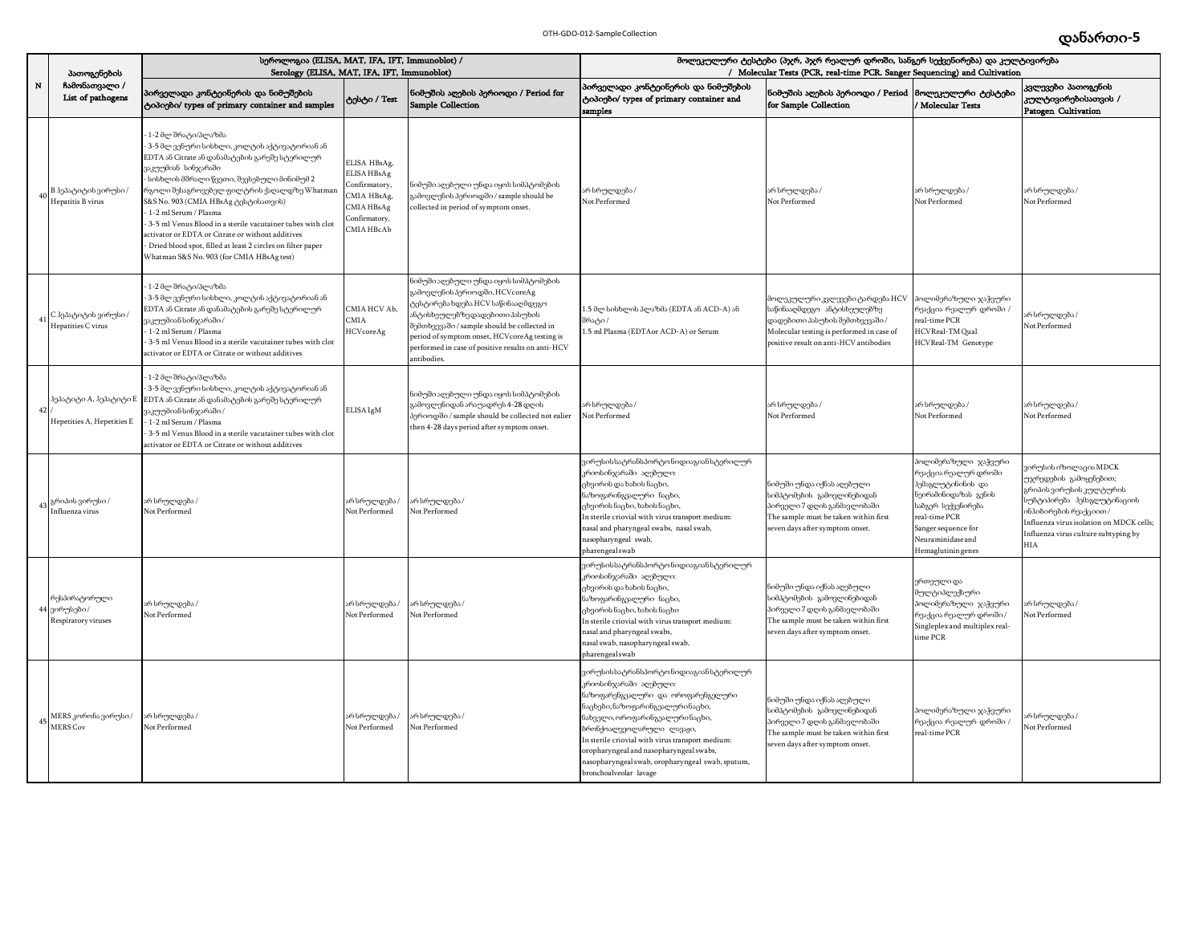# დანართი-5

| N | პათოგენების ჩამონათვალი / List of pathogens | სეროლოგია (ELISA, MAT, IFA, IFT, Immunoblot) / Serology (ELISA, MAT, IFA, IFT, Immunoblot) | | | მოლეკულური ტესტები (პჯრ, პჯრ რეალურ დროში, სანგერ სექვენირება) და კულტივირება / Molecular Tests (PCR, real-time PCR. Sanger Sequencing) and Cultivation | | | |
|---|---|---|---|---|---|---|---|---|
| | | პირველადი კონტეინერის და ნიმუშების ტიპიები/ types of primary container and samples | ტესტი / Test | ნიმუშის აღების პერიოდი / Period for Sample Collection | პირველადი კონტეინერის და ნიმუშების ტიპიები/ types of primary container and samples | ნიმუშის აღების პერიოდი / Period for Sample Collection | მოლეკულური ტესტები / Molecular Tests | კვლევები პათოგენის კულტივირებისათვის / Patogen Cultivation |
| 40 | B ჰეპატიტის ვირუსი / Hepatitis B virus | - 1-2 მლ შრატი/პლაზმა<br>- 3-5 მლ ვენური სისხლი, კოლტის აქტივატორიან ან EDTA ან Citrate ან დანამატების გარეშე სტერილურ ვაკუუმიან სინჯარაში<br>- სისხლის მშრალი წვეთი, შევსებული მინიმუმ 2 რგოლი შესაგროვებელ ფილტრის ქაღალდზე Whatman S&S No. 903 (CMIA HBsAg ტესტისათვის)<br>- 1-2 ml Serum / Plasma<br>- 3-5 ml Venus Blood in a sterile vacutainer tubes with clot activator or EDTA or Citrate or without additives<br>- Dried blood spot, filled at least 2 circles on filter paper Whatman S&S No. 903 (for CMIA HBsAg test) | ELISA HBsAg, ELISA HBsAg Confirmatory, CMIA HBsAg, CMIA HBsAg Confirmatory, CMIA HBcAb | ნიმუში აღებული უნდა იყოს სიმპტომების გამოვლენის პერიოდში / sample should be collected in period of symptom onset. | არ სრულდება / Not Performed | არ სრულდება / Not Performed | არ სრულდება / Not Performed | არ სრულდება / Not Performed |
| 41 | C ჰეპატიტის ვირუსი / Hepatities C virus | - 1-2 მლ შრატი/პლაზმა<br>- 3-5 მლ ვენური სისხლი, კოლტის აქტივატორიან ან EDTA ან Citrate ან დანამატების გარეშე სტერილურ ვაკუუმიან სინჯარაში /<br>- 1-2 ml Serum / Plasma<br>- 3-5 ml Venus Blood in a sterile vacutainer tubes with clot activator or EDTA or Citrate or without additives | CMIA HCV Ab, CMIA HCVcoreAg | ნიმუში აღებული უნდა იყოს სიმპტომების გამოვლენის პერიოდში, HCVcoreAg ტესტირება ხდება HCV საწინააღმდეგო ანტისხეულებზე დადებითი პასუხის შემთხვევაში / sample should be collected in period of symptom onset, HCVcoreAg testing is performed in case of positive results on anti-HCV antibodies. | 1.5 მლ სისხლის პლაზმა (EDTA ან ACD-A) ან შრატი /<br>1.5 ml Plasma (EDTAor ACD-A) or Serum | მოლეკულური კვლევები ტარდება HCV საწინააღმდეგო ანტისხეულებზე დადებითი პასუხის შემთხვევაში / Molecular testing is performed in case of positive result on anti-HCV antibodies | პოლიმერაზული ჯაჭვური რეაქცია რეალურ დროში / real-time PCR<br>HCVReal-TM Qual<br>HCVReal-TM Genotype | არ სრულდება / Not Performed |
| 42 | ჰეპატიტი A, ჰეპატიტი E / Hepetities A, Hepetities E | - 1-2 მლ შრატი/პლაზმა<br>- 3-5 მლ ვენური სისხლი, კოლტის აქტივატორიან ან EDTA ან Citrate ან დანამატების გარეშე სტერილურ ვაკუუმიან სინჯარაში /<br>- 1-2 ml Serum / Plasma<br>- 3-5 ml Venus Blood in a sterile vacutainer tubes with clot activator or EDTA or Citrate or without additives | ELISA IgM | ნიმუში აღებული უნდა იყოს სიმპტომების გამოვლენიდან არაუადრეს 4-28 დღის პერიოდში / sample should be collected not ealier then 4-28 days period after symptom onset. | არ სრულდება / Not Performed | არ სრულდება / Not Performed | არ სრულდება / Not Performed | არ სრულდება / Not Performed |
| 43 | გრიპის ვირუსი / Influenza virus | არ სრულდება / Not Performed | არ სრულდება / Not Performed | არ სრულდება / Not Performed | ვირუსის სატრანსპორტო ნიდიაგიან სტერილურ კრიოსინჯარაში აღებული:<br>ცხვირის და ხახის ნაცხი,<br>ნაზოფარინგეალური ნაცხი,<br>ცხვირის ნაცხი, ხახის ნაცხი,<br>In sterile criovial with virus transport medium: nasal and pharyngeal swabs, nasal swab, nasopharyngeal swab, pharengeal swab | ნიმუში უნდა იქნას აღებული სიმპტომების გამოვლინებიდან პირველი 7 დღის განმავლობაში<br>The sample must be taken within first seven days after symptom onset. | პოლიმერაზული ჯაჭვური რეაქცია რეალურ დროში ჰემაგლუტინინის და ნეირამინიდაზის გენის სანგერ სექვენირება<br>real-time PCR<br>Sanger sequence for Neuraminidase and Hemaglutinin genes | ვირუსის იზოლაცია MDCK უჯრედების გამოყენებით; გრიპის ვირუსის კულტურის სუბტიპირება ჰემაგლუტინაციის ინჰიბირების რეაქციით / Influenza virus isolation on MDCK cells; Influenza virus culture subtyping by HIA |
| 44 | რესპირატორული ვირუსები / Respiratory viruses | არ სრულდება / Not Performed | არ სრულდება / Not Performed | არ სრულდება / Not Performed | ვირუსის სატრანსპორტო ნიდიაგიან სტერილურ კრიოსინჯარაში აღებული:<br>ცხვირის და ხახის ნაცხი,<br>ნაზოფარინგეალური ნაცხი,<br>ცხვირის ნაცხი, ხახის ნაცხი<br>In sterile criovial with virus transport medium: nasal and pharyngeal swabs, nasal swab, nasopharyngeal swab, pharengeal swab | ნიმუში უნდა იქნას აღებული სიმპტომების გამოვლინებიდან პირველი 7 დღის განმავლობაში<br>The sample must be taken within first seven days after symptom onset. | ერთეული და მულტიპლექსური პოლიმერაზული ჯაჭვური რეაქცია რეალურ დროში / Singleplex and multiplex real-time PCR | არ სრულდება / Not Performed |
| 45 | MERS კორონა ვირუსი / MERS Cov | არ სრულდება / Not Performed | არ სრულდება / Not Performed | არ სრულდება / Not Performed | ვირუსის სატრანსპორტო ნიდიაგიან სტერილურ კრიოსინჯარაში აღებული:<br>ნაზოფარინგეალური და ოროფარინგეალური ნაცხები, ნაზოფარინგეალური ნაცხი,<br>ნახველი, ოროფარინგეალური ნაცხი,<br>ბრონქოალვეოლური ლავაჟი,<br>In sterile criovial with virus transport medium: oropharyngeal and nasopharyngeal swabs, nasopharyngeal swab, oropharyngeal swab, sputum, bronchoalveolar lavage | ნიმუში უნდა იქნას აღებული სიმპტომების გამოვლინებიდან პირველი 7 დღის განმავლობაში<br>The sample must be taken within first seven days after symptom onset. | პოლიმერაზული ჯაჭვური რეაქცია რეალურ დროში / real-time PCR | არ სრულდება / Not Performed |